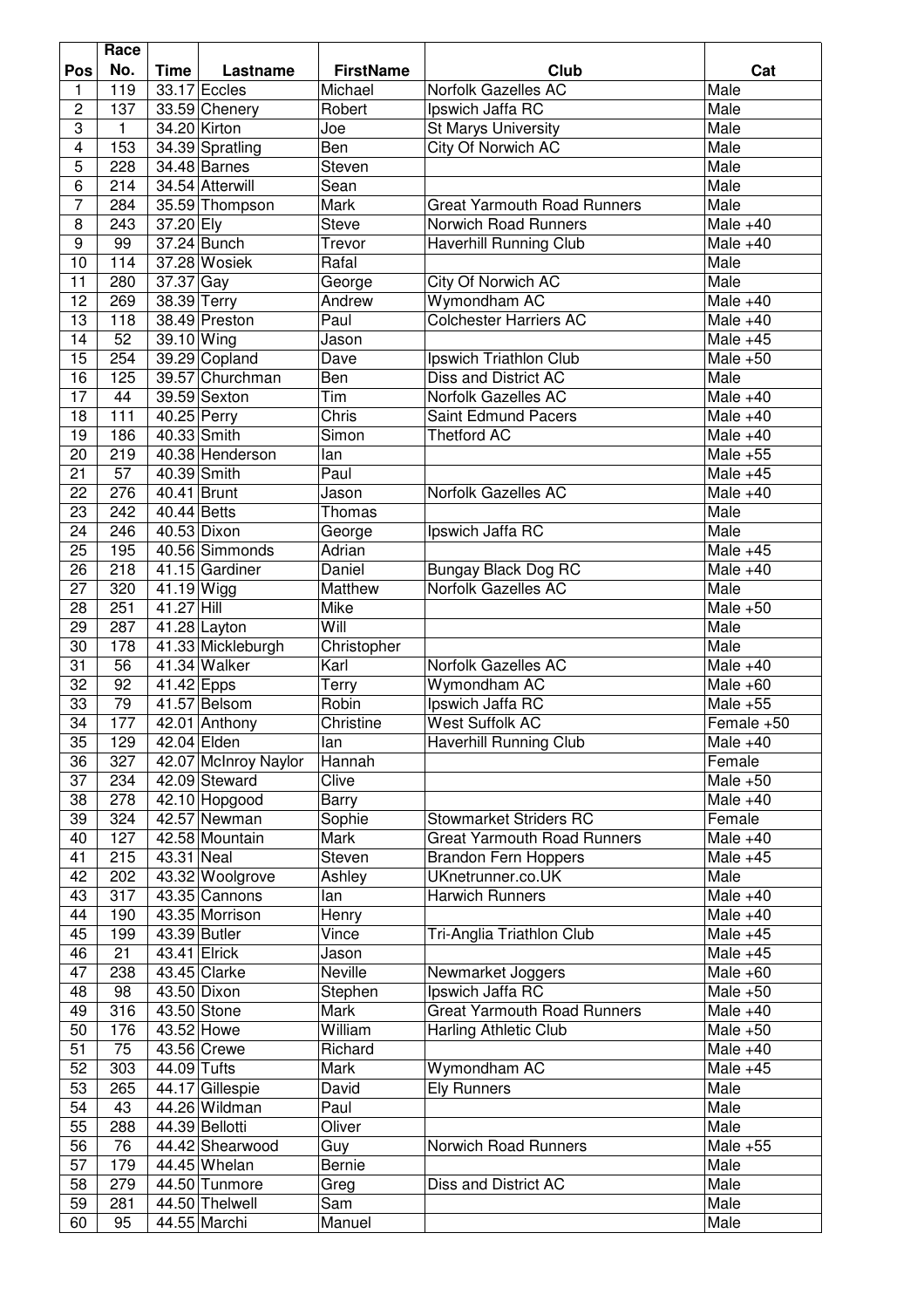| Pos | Race No. | Time | Lastname | FirstName | Club | Cat |
|---|---|---|---|---|---|---|
| 1 | 119 | 33.17 | Eccles | Michael | Norfolk Gazelles AC | Male |
| 2 | 137 | 33.59 | Chenery | Robert | Ipswich Jaffa RC | Male |
| 3 | 1 | 34.20 | Kirton | Joe | St Marys University | Male |
| 4 | 153 | 34.39 | Spratling | Ben | City Of Norwich AC | Male |
| 5 | 228 | 34.48 | Barnes | Steven | | Male |
| 6 | 214 | 34.54 | Atterwill | Sean | | Male |
| 7 | 284 | 35.59 | Thompson | Mark | Great Yarmouth Road Runners | Male |
| 8 | 243 | 37.20 | Ely | Steve | Norwich Road Runners | Male +40 |
| 9 | 99 | 37.24 | Bunch | Trevor | Haverhill Running Club | Male +40 |
| 10 | 114 | 37.28 | Wosiek | Rafal | | Male |
| 11 | 280 | 37.37 | Gay | George | City Of Norwich AC | Male |
| 12 | 269 | 38.39 | Terry | Andrew | Wymondham AC | Male +40 |
| 13 | 118 | 38.49 | Preston | Paul | Colchester Harriers AC | Male +40 |
| 14 | 52 | 39.10 | Wing | Jason | | Male +45 |
| 15 | 254 | 39.29 | Copland | Dave | Ipswich Triathlon Club | Male +50 |
| 16 | 125 | 39.57 | Churchman | Ben | Diss and District AC | Male |
| 17 | 44 | 39.59 | Sexton | Tim | Norfolk Gazelles AC | Male +40 |
| 18 | 111 | 40.25 | Perry | Chris | Saint Edmund Pacers | Male +40 |
| 19 | 186 | 40.33 | Smith | Simon | Thetford AC | Male +40 |
| 20 | 219 | 40.38 | Henderson | Ian | | Male +55 |
| 21 | 57 | 40.39 | Smith | Paul | | Male +45 |
| 22 | 276 | 40.41 | Brunt | Jason | Norfolk Gazelles AC | Male +40 |
| 23 | 242 | 40.44 | Betts | Thomas | | Male |
| 24 | 246 | 40.53 | Dixon | George | Ipswich Jaffa RC | Male |
| 25 | 195 | 40.56 | Simmonds | Adrian | | Male +45 |
| 26 | 218 | 41.15 | Gardiner | Daniel | Bungay Black Dog RC | Male +40 |
| 27 | 320 | 41.19 | Wigg | Matthew | Norfolk Gazelles AC | Male |
| 28 | 251 | 41.27 | Hill | Mike | | Male +50 |
| 29 | 287 | 41.28 | Layton | Will | | Male |
| 30 | 178 | 41.33 | Mickleburgh | Christopher | | Male |
| 31 | 56 | 41.34 | Walker | Karl | Norfolk Gazelles AC | Male +40 |
| 32 | 92 | 41.42 | Epps | Terry | Wymondham AC | Male +60 |
| 33 | 79 | 41.57 | Belsom | Robin | Ipswich Jaffa RC | Male +55 |
| 34 | 177 | 42.01 | Anthony | Christine | West Suffolk AC | Female +50 |
| 35 | 129 | 42.04 | Elden | Ian | Haverhill Running Club | Male +40 |
| 36 | 327 | 42.07 | McInroy Naylor | Hannah | | Female |
| 37 | 234 | 42.09 | Steward | Clive | | Male +50 |
| 38 | 278 | 42.10 | Hopgood | Barry | | Male +40 |
| 39 | 324 | 42.57 | Newman | Sophie | Stowmarket Striders RC | Female |
| 40 | 127 | 42.58 | Mountain | Mark | Great Yarmouth Road Runners | Male +40 |
| 41 | 215 | 43.31 | Neal | Steven | Brandon Fern Hoppers | Male +45 |
| 42 | 202 | 43.32 | Woolgrove | Ashley | UKnetrunner.co.UK | Male |
| 43 | 317 | 43.35 | Cannons | Ian | Harwich Runners | Male +40 |
| 44 | 190 | 43.35 | Morrison | Henry | | Male +40 |
| 45 | 199 | 43.39 | Butler | Vince | Tri-Anglia Triathlon Club | Male +45 |
| 46 | 21 | 43.41 | Elrick | Jason | | Male +45 |
| 47 | 238 | 43.45 | Clarke | Neville | Newmarket Joggers | Male +60 |
| 48 | 98 | 43.50 | Dixon | Stephen | Ipswich Jaffa RC | Male +50 |
| 49 | 316 | 43.50 | Stone | Mark | Great Yarmouth Road Runners | Male +40 |
| 50 | 176 | 43.52 | Howe | William | Harling Athletic Club | Male +50 |
| 51 | 75 | 43.56 | Crewe | Richard | | Male +40 |
| 52 | 303 | 44.09 | Tufts | Mark | Wymondham AC | Male +45 |
| 53 | 265 | 44.17 | Gillespie | David | Ely Runners | Male |
| 54 | 43 | 44.26 | Wildman | Paul | | Male |
| 55 | 288 | 44.39 | Bellotti | Oliver | | Male |
| 56 | 76 | 44.42 | Shearwood | Guy | Norwich Road Runners | Male +55 |
| 57 | 179 | 44.45 | Whelan | Bernie | | Male |
| 58 | 279 | 44.50 | Tunmore | Greg | Diss and District AC | Male |
| 59 | 281 | 44.50 | Thelwell | Sam | | Male |
| 60 | 95 | 44.55 | Marchi | Manuel | | Male |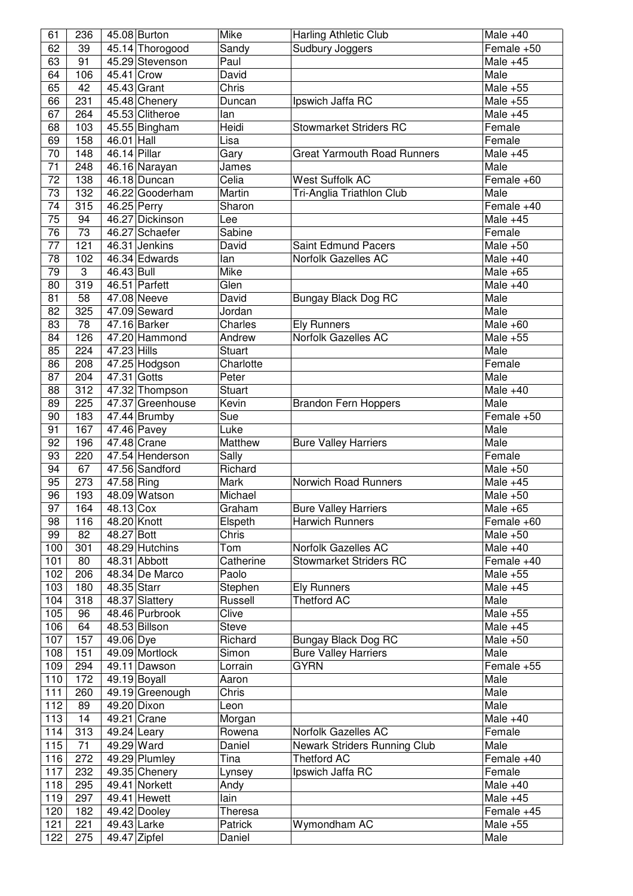| 61 | 236 | 45.08 | Burton | Mike | Harling Athletic Club | Male +40 |
|---|---|---|---|---|---|---|
| 62 | 39 | 45.14 | Thorogood | Sandy | Sudbury Joggers | Female +50 |
| 63 | 91 | 45.29 | Stevenson | Paul | | Male +45 |
| 64 | 106 | 45.41 | Crow | David | | Male |
| 65 | 42 | 45.43 | Grant | Chris | | Male +55 |
| 66 | 231 | 45.48 | Chenery | Duncan | Ipswich Jaffa RC | Male +55 |
| 67 | 264 | 45.53 | Clitheroe | Ian | | Male +45 |
| 68 | 103 | 45.55 | Bingham | Heidi | Stowmarket Striders RC | Female |
| 69 | 158 | 46.01 | Hall | Lisa | | Female |
| 70 | 148 | 46.14 | Pillar | Gary | Great Yarmouth Road Runners | Male +45 |
| 71 | 248 | 46.16 | Narayan | James | | Male |
| 72 | 138 | 46.18 | Duncan | Celia | West Suffolk AC | Female +60 |
| 73 | 132 | 46.22 | Gooderham | Martin | Tri-Anglia Triathlon Club | Male |
| 74 | 315 | 46.25 | Perry | Sharon | | Female +40 |
| 75 | 94 | 46.27 | Dickinson | Lee | | Male +45 |
| 76 | 73 | 46.27 | Schaefer | Sabine | | Female |
| 77 | 121 | 46.31 | Jenkins | David | Saint Edmund Pacers | Male +50 |
| 78 | 102 | 46.34 | Edwards | Ian | Norfolk Gazelles AC | Male +40 |
| 79 | 3 | 46.43 | Bull | Mike | | Male +65 |
| 80 | 319 | 46.51 | Parfett | Glen | | Male +40 |
| 81 | 58 | 47.08 | Neeve | David | Bungay Black Dog RC | Male |
| 82 | 325 | 47.09 | Seward | Jordan | | Male |
| 83 | 78 | 47.16 | Barker | Charles | Ely Runners | Male +60 |
| 84 | 126 | 47.20 | Hammond | Andrew | Norfolk Gazelles AC | Male +55 |
| 85 | 224 | 47.23 | Hills | Stuart | | Male |
| 86 | 208 | 47.25 | Hodgson | Charlotte | | Female |
| 87 | 204 | 47.31 | Gotts | Peter | | Male |
| 88 | 312 | 47.32 | Thompson | Stuart | | Male +40 |
| 89 | 225 | 47.37 | Greenhouse | Kevin | Brandon Fern Hoppers | Male |
| 90 | 183 | 47.44 | Brumby | Sue | | Female +50 |
| 91 | 167 | 47.46 | Pavey | Luke | | Male |
| 92 | 196 | 47.48 | Crane | Matthew | Bure Valley Harriers | Male |
| 93 | 220 | 47.54 | Henderson | Sally | | Female |
| 94 | 67 | 47.56 | Sandford | Richard | | Male +50 |
| 95 | 273 | 47.58 | Ring | Mark | Norwich Road Runners | Male +45 |
| 96 | 193 | 48.09 | Watson | Michael | | Male +50 |
| 97 | 164 | 48.13 | Cox | Graham | Bure Valley Harriers | Male +65 |
| 98 | 116 | 48.20 | Knott | Elspeth | Harwich Runners | Female +60 |
| 99 | 82 | 48.27 | Bott | Chris | | Male +50 |
| 100 | 301 | 48.29 | Hutchins | Tom | Norfolk Gazelles AC | Male +40 |
| 101 | 80 | 48.31 | Abbott | Catherine | Stowmarket Striders RC | Female +40 |
| 102 | 206 | 48.34 | De Marco | Paolo | | Male +55 |
| 103 | 180 | 48.35 | Starr | Stephen | Ely Runners | Male +45 |
| 104 | 318 | 48.37 | Slattery | Russell | Thetford AC | Male |
| 105 | 96 | 48.46 | Purbrook | Clive | | Male +55 |
| 106 | 64 | 48.53 | Billson | Steve | | Male +45 |
| 107 | 157 | 49.06 | Dye | Richard | Bungay Black Dog RC | Male +50 |
| 108 | 151 | 49.09 | Mortlock | Simon | Bure Valley Harriers | Male |
| 109 | 294 | 49.11 | Dawson | Lorrain | GYRN | Female +55 |
| 110 | 172 | 49.19 | Boyall | Aaron | | Male |
| 111 | 260 | 49.19 | Greenough | Chris | | Male |
| 112 | 89 | 49.20 | Dixon | Leon | | Male |
| 113 | 14 | 49.21 | Crane | Morgan | | Male +40 |
| 114 | 313 | 49.24 | Leary | Rowena | Norfolk Gazelles AC | Female |
| 115 | 71 | 49.29 | Ward | Daniel | Newark Striders Running Club | Male |
| 116 | 272 | 49.29 | Plumley | Tina | Thetford AC | Female +40 |
| 117 | 232 | 49.35 | Chenery | Lynsey | Ipswich Jaffa RC | Female |
| 118 | 295 | 49.41 | Norkett | Andy | | Male +40 |
| 119 | 297 | 49.41 | Hewett | Iain | | Male +45 |
| 120 | 182 | 49.42 | Dooley | Theresa | | Female +45 |
| 121 | 221 | 49.43 | Larke | Patrick | Wymondham AC | Male +55 |
| 122 | 275 | 49.47 | Zipfel | Daniel | | Male |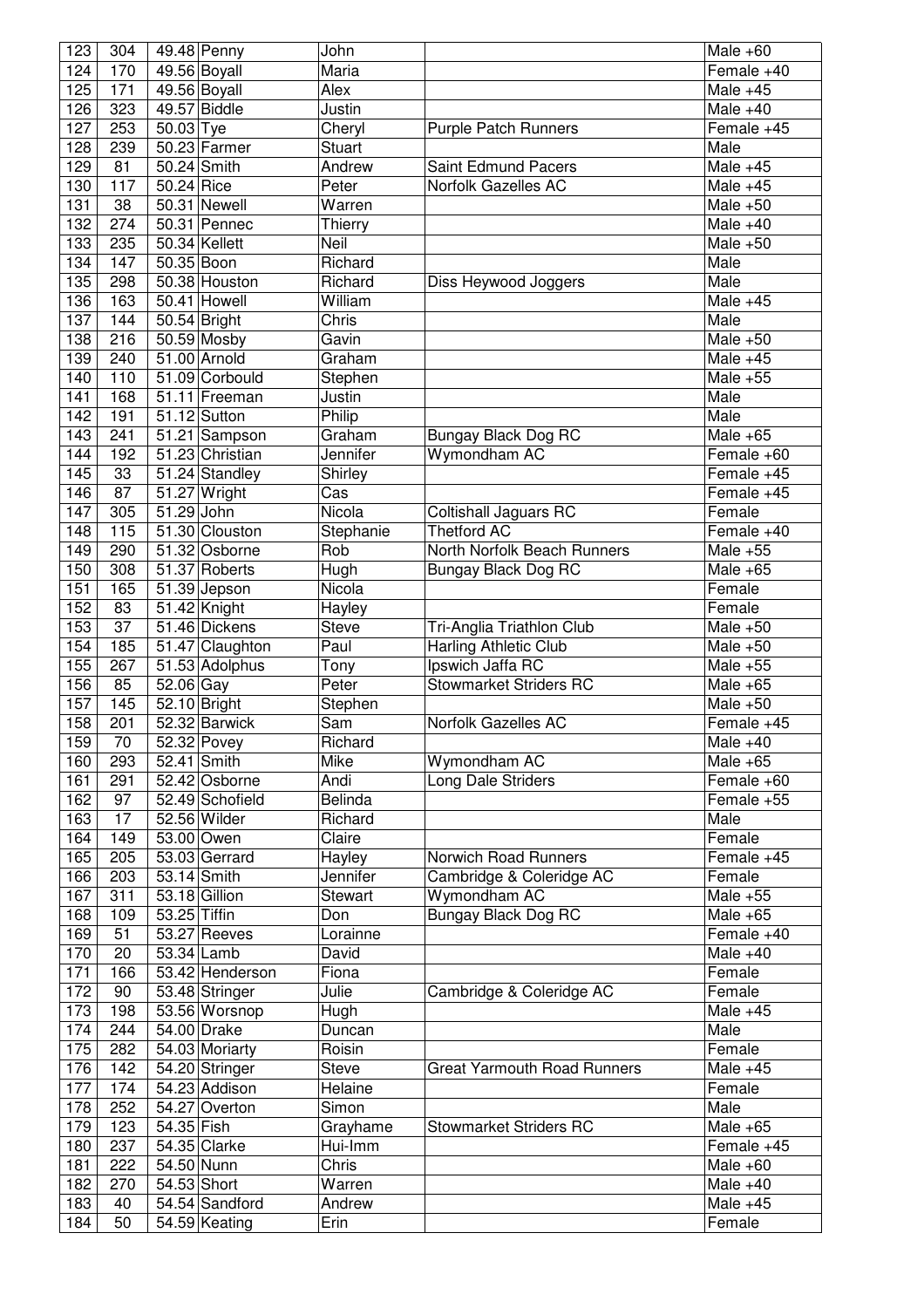| 123 | 304 | 49.48 | Penny | John | | Male +60 |
|---|---|---|---|---|---|---|
| 124 | 170 | 49.56 | Boyall | Maria | | Female +40 |
| 125 | 171 | 49.56 | Boyall | Alex | | Male +45 |
| 126 | 323 | 49.57 | Biddle | Justin | | Male +40 |
| 127 | 253 | 50.03 | Tye | Cheryl | Purple Patch Runners | Female +45 |
| 128 | 239 | 50.23 | Farmer | Stuart | | Male |
| 129 | 81 | 50.24 | Smith | Andrew | Saint Edmund Pacers | Male +45 |
| 130 | 117 | 50.24 | Rice | Peter | Norfolk Gazelles AC | Male +45 |
| 131 | 38 | 50.31 | Newell | Warren | | Male +50 |
| 132 | 274 | 50.31 | Pennec | Thierry | | Male +40 |
| 133 | 235 | 50.34 | Kellett | Neil | | Male +50 |
| 134 | 147 | 50.35 | Boon | Richard | | Male |
| 135 | 298 | 50.38 | Houston | Richard | Diss Heywood Joggers | Male |
| 136 | 163 | 50.41 | Howell | William | | Male +45 |
| 137 | 144 | 50.54 | Bright | Chris | | Male |
| 138 | 216 | 50.59 | Mosby | Gavin | | Male +50 |
| 139 | 240 | 51.00 | Arnold | Graham | | Male +45 |
| 140 | 110 | 51.09 | Corbould | Stephen | | Male +55 |
| 141 | 168 | 51.11 | Freeman | Justin | | Male |
| 142 | 191 | 51.12 | Sutton | Philip | | Male |
| 143 | 241 | 51.21 | Sampson | Graham | Bungay Black Dog RC | Male +65 |
| 144 | 192 | 51.23 | Christian | Jennifer | Wymondham AC | Female +60 |
| 145 | 33 | 51.24 | Standley | Shirley | | Female +45 |
| 146 | 87 | 51.27 | Wright | Cas | | Female +45 |
| 147 | 305 | 51.29 | John | Nicola | Coltishall Jaguars RC | Female |
| 148 | 115 | 51.30 | Clouston | Stephanie | Thetford AC | Female +40 |
| 149 | 290 | 51.32 | Osborne | Rob | North Norfolk Beach Runners | Male +55 |
| 150 | 308 | 51.37 | Roberts | Hugh | Bungay Black Dog RC | Male +65 |
| 151 | 165 | 51.39 | Jepson | Nicola | | Female |
| 152 | 83 | 51.42 | Knight | Hayley | | Female |
| 153 | 37 | 51.46 | Dickens | Steve | Tri-Anglia Triathlon Club | Male +50 |
| 154 | 185 | 51.47 | Claughton | Paul | Harling Athletic Club | Male +50 |
| 155 | 267 | 51.53 | Adolphus | Tony | Ipswich Jaffa RC | Male +55 |
| 156 | 85 | 52.06 | Gay | Peter | Stowmarket Striders RC | Male +65 |
| 157 | 145 | 52.10 | Bright | Stephen | | Male +50 |
| 158 | 201 | 52.32 | Barwick | Sam | Norfolk Gazelles AC | Female +45 |
| 159 | 70 | 52.32 | Povey | Richard | | Male +40 |
| 160 | 293 | 52.41 | Smith | Mike | Wymondham AC | Male +65 |
| 161 | 291 | 52.42 | Osborne | Andi | Long Dale Striders | Female +60 |
| 162 | 97 | 52.49 | Schofield | Belinda | | Female +55 |
| 163 | 17 | 52.56 | Wilder | Richard | | Male |
| 164 | 149 | 53.00 | Owen | Claire | | Female |
| 165 | 205 | 53.03 | Gerrard | Hayley | Norwich Road Runners | Female +45 |
| 166 | 203 | 53.14 | Smith | Jennifer | Cambridge & Coleridge AC | Female |
| 167 | 311 | 53.18 | Gillion | Stewart | Wymondham AC | Male +55 |
| 168 | 109 | 53.25 | Tiffin | Don | Bungay Black Dog RC | Male +65 |
| 169 | 51 | 53.27 | Reeves | Lorainne | | Female +40 |
| 170 | 20 | 53.34 | Lamb | David | | Male +40 |
| 171 | 166 | 53.42 | Henderson | Fiona | | Female |
| 172 | 90 | 53.48 | Stringer | Julie | Cambridge & Coleridge AC | Female |
| 173 | 198 | 53.56 | Worsnop | Hugh | | Male +45 |
| 174 | 244 | 54.00 | Drake | Duncan | | Male |
| 175 | 282 | 54.03 | Moriarty | Roisin | | Female |
| 176 | 142 | 54.20 | Stringer | Steve | Great Yarmouth Road Runners | Male +45 |
| 177 | 174 | 54.23 | Addison | Helaine | | Female |
| 178 | 252 | 54.27 | Overton | Simon | | Male |
| 179 | 123 | 54.35 | Fish | Grayhame | Stowmarket Striders RC | Male +65 |
| 180 | 237 | 54.35 | Clarke | Hui-Imm | | Female +45 |
| 181 | 222 | 54.50 | Nunn | Chris | | Male +60 |
| 182 | 270 | 54.53 | Short | Warren | | Male +40 |
| 183 | 40 | 54.54 | Sandford | Andrew | | Male +45 |
| 184 | 50 | 54.59 | Keating | Erin | | Female |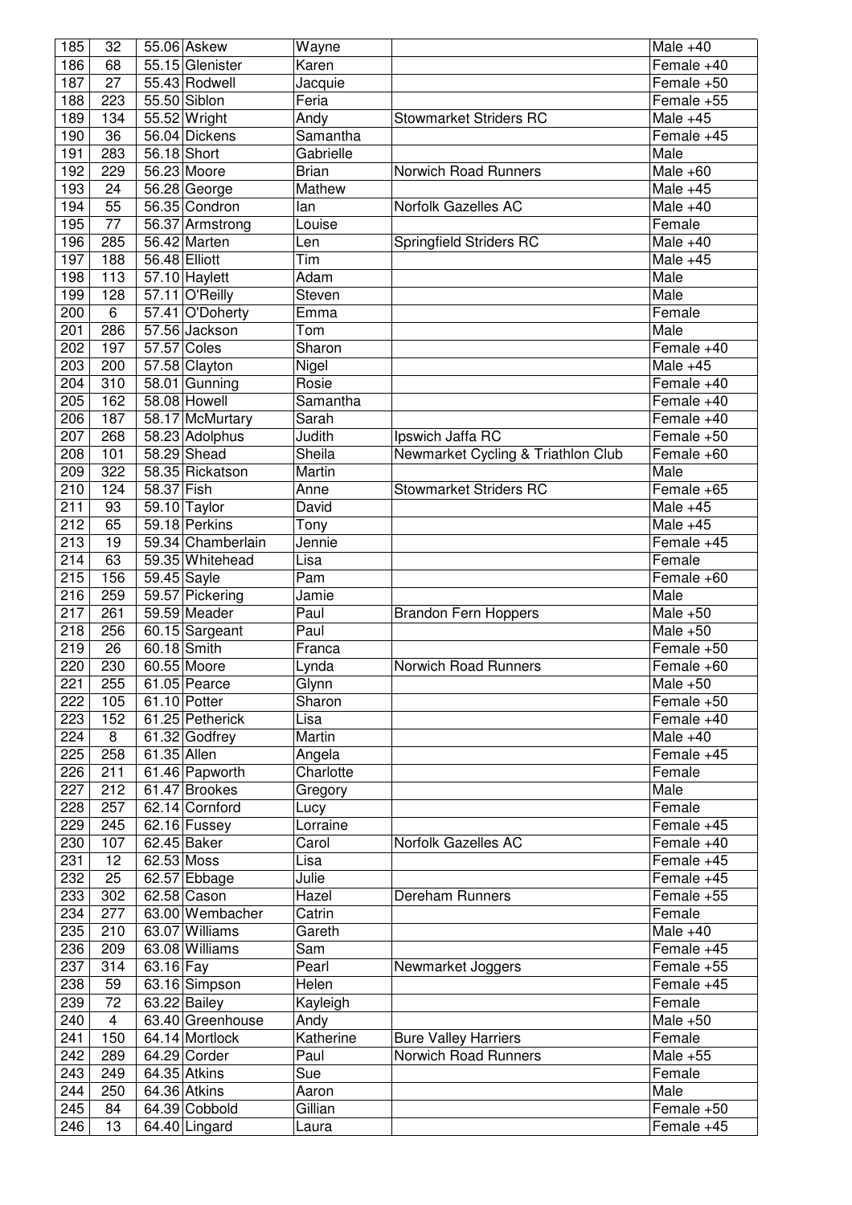| 185 | 32 | 55.06 | Askew | Wayne | | Male +40 |
|---|---|---|---|---|---|---|
| 186 | 68 | 55.15 | Glenister | Karen | | Female +40 |
| 187 | 27 | 55.43 | Rodwell | Jacquie | | Female +50 |
| 188 | 223 | 55.50 | Siblon | Feria | | Female +55 |
| 189 | 134 | 55.52 | Wright | Andy | Stowmarket Striders RC | Male +45 |
| 190 | 36 | 56.04 | Dickens | Samantha | | Female +45 |
| 191 | 283 | 56.18 | Short | Gabrielle | | Male |
| 192 | 229 | 56.23 | Moore | Brian | Norwich Road Runners | Male +60 |
| 193 | 24 | 56.28 | George | Mathew | | Male +45 |
| 194 | 55 | 56.35 | Condron | Ian | Norfolk Gazelles AC | Male +40 |
| 195 | 77 | 56.37 | Armstrong | Louise | | Female |
| 196 | 285 | 56.42 | Marten | Len | Springfield Striders RC | Male +40 |
| 197 | 188 | 56.48 | Elliott | Tim | | Male +45 |
| 198 | 113 | 57.10 | Haylett | Adam | | Male |
| 199 | 128 | 57.11 | O'Reilly | Steven | | Male |
| 200 | 6 | 57.41 | O'Doherty | Emma | | Female |
| 201 | 286 | 57.56 | Jackson | Tom | | Male |
| 202 | 197 | 57.57 | Coles | Sharon | | Female +40 |
| 203 | 200 | 57.58 | Clayton | Nigel | | Male +45 |
| 204 | 310 | 58.01 | Gunning | Rosie | | Female +40 |
| 205 | 162 | 58.08 | Howell | Samantha | | Female +40 |
| 206 | 187 | 58.17 | McMurtary | Sarah | | Female +40 |
| 207 | 268 | 58.23 | Adolphus | Judith | Ipswich Jaffa RC | Female +50 |
| 208 | 101 | 58.29 | Shead | Sheila | Newmarket Cycling & Triathlon Club | Female +60 |
| 209 | 322 | 58.35 | Rickatson | Martin | | Male |
| 210 | 124 | 58.37 | Fish | Anne | Stowmarket Striders RC | Female +65 |
| 211 | 93 | 59.10 | Taylor | David | | Male +45 |
| 212 | 65 | 59.18 | Perkins | Tony | | Male +45 |
| 213 | 19 | 59.34 | Chamberlain | Jennie | | Female +45 |
| 214 | 63 | 59.35 | Whitehead | Lisa | | Female |
| 215 | 156 | 59.45 | Sayle | Pam | | Female +60 |
| 216 | 259 | 59.57 | Pickering | Jamie | | Male |
| 217 | 261 | 59.59 | Meader | Paul | Brandon Fern Hoppers | Male +50 |
| 218 | 256 | 60.15 | Sargeant | Paul | | Male +50 |
| 219 | 26 | 60.18 | Smith | Franca | | Female +50 |
| 220 | 230 | 60.55 | Moore | Lynda | Norwich Road Runners | Female +60 |
| 221 | 255 | 61.05 | Pearce | Glynn | | Male +50 |
| 222 | 105 | 61.10 | Potter | Sharon | | Female +50 |
| 223 | 152 | 61.25 | Petherick | Lisa | | Female +40 |
| 224 | 8 | 61.32 | Godfrey | Martin | | Male +40 |
| 225 | 258 | 61.35 | Allen | Angela | | Female +45 |
| 226 | 211 | 61.46 | Papworth | Charlotte | | Female |
| 227 | 212 | 61.47 | Brookes | Gregory | | Male |
| 228 | 257 | 62.14 | Cornford | Lucy | | Female |
| 229 | 245 | 62.16 | Fussey | Lorraine | | Female +45 |
| 230 | 107 | 62.45 | Baker | Carol | Norfolk Gazelles AC | Female +40 |
| 231 | 12 | 62.53 | Moss | Lisa | | Female +45 |
| 232 | 25 | 62.57 | Ebbage | Julie | | Female +45 |
| 233 | 302 | 62.58 | Cason | Hazel | Dereham Runners | Female +55 |
| 234 | 277 | 63.00 | Wembacher | Catrin | | Female |
| 235 | 210 | 63.07 | Williams | Gareth | | Male +40 |
| 236 | 209 | 63.08 | Williams | Sam | | Female +45 |
| 237 | 314 | 63.16 | Fay | Pearl | Newmarket Joggers | Female +55 |
| 238 | 59 | 63.16 | Simpson | Helen | | Female +45 |
| 239 | 72 | 63.22 | Bailey | Kayleigh | | Female |
| 240 | 4 | 63.40 | Greenhouse | Andy | | Male +50 |
| 241 | 150 | 64.14 | Mortlock | Katherine | Bure Valley Harriers | Female |
| 242 | 289 | 64.29 | Corder | Paul | Norwich Road Runners | Male +55 |
| 243 | 249 | 64.35 | Atkins | Sue | | Female |
| 244 | 250 | 64.36 | Atkins | Aaron | | Male |
| 245 | 84 | 64.39 | Cobbold | Gillian | | Female +50 |
| 246 | 13 | 64.40 | Lingard | Laura | | Female +45 |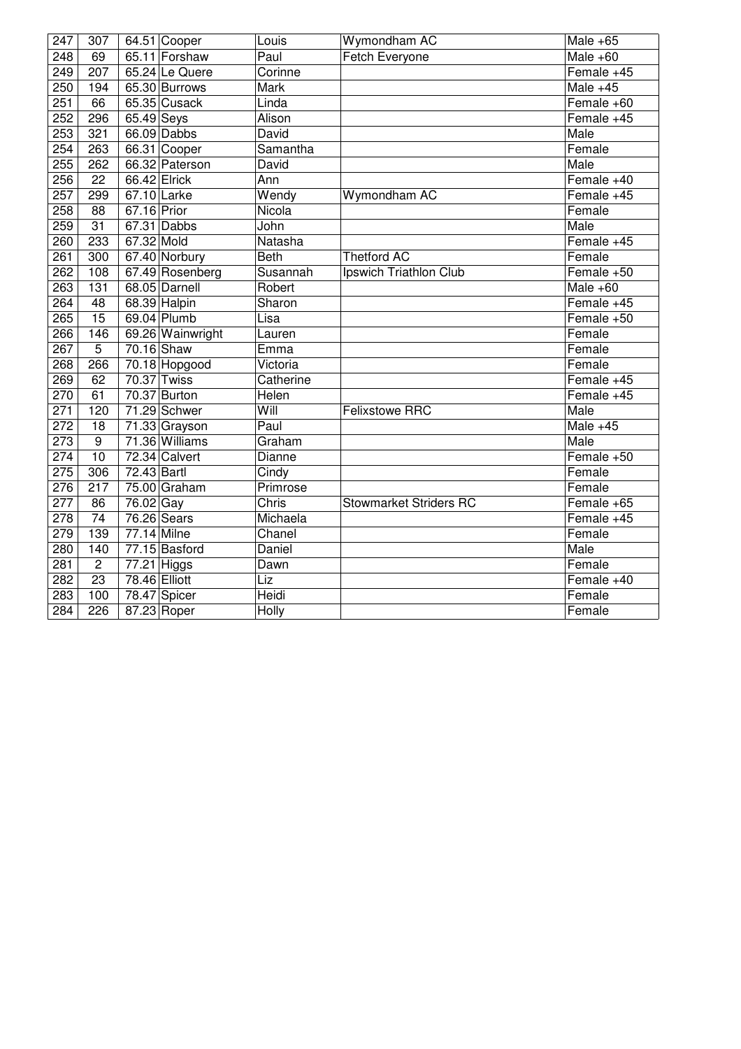| | | | | | | |
|---|---|---|---|---|---|---|
| 247 | 307 | 64.51 | Cooper | Louis | Wymondham AC | Male +65 |
| 248 | 69 | 65.11 | Forshaw | Paul | Fetch Everyone | Male +60 |
| 249 | 207 | 65.24 | Le Quere | Corinne | | Female +45 |
| 250 | 194 | 65.30 | Burrows | Mark | | Male +45 |
| 251 | 66 | 65.35 | Cusack | Linda | | Female +60 |
| 252 | 296 | 65.49 | Seys | Alison | | Female +45 |
| 253 | 321 | 66.09 | Dabbs | David | | Male |
| 254 | 263 | 66.31 | Cooper | Samantha | | Female |
| 255 | 262 | 66.32 | Paterson | David | | Male |
| 256 | 22 | 66.42 | Elrick | Ann | | Female +40 |
| 257 | 299 | 67.10 | Larke | Wendy | Wymondham AC | Female +45 |
| 258 | 88 | 67.16 | Prior | Nicola | | Female |
| 259 | 31 | 67.31 | Dabbs | John | | Male |
| 260 | 233 | 67.32 | Mold | Natasha | | Female +45 |
| 261 | 300 | 67.40 | Norbury | Beth | Thetford AC | Female |
| 262 | 108 | 67.49 | Rosenberg | Susannah | Ipswich Triathlon Club | Female +50 |
| 263 | 131 | 68.05 | Darnell | Robert | | Male +60 |
| 264 | 48 | 68.39 | Halpin | Sharon | | Female +45 |
| 265 | 15 | 69.04 | Plumb | Lisa | | Female +50 |
| 266 | 146 | 69.26 | Wainwright | Lauren | | Female |
| 267 | 5 | 70.16 | Shaw | Emma | | Female |
| 268 | 266 | 70.18 | Hopgood | Victoria | | Female |
| 269 | 62 | 70.37 | Twiss | Catherine | | Female +45 |
| 270 | 61 | 70.37 | Burton | Helen | | Female +45 |
| 271 | 120 | 71.29 | Schwer | Will | Felixstowe RRC | Male |
| 272 | 18 | 71.33 | Grayson | Paul | | Male +45 |
| 273 | 9 | 71.36 | Williams | Graham | | Male |
| 274 | 10 | 72.34 | Calvert | Dianne | | Female +50 |
| 275 | 306 | 72.43 | Bartl | Cindy | | Female |
| 276 | 217 | 75.00 | Graham | Primrose | | Female |
| 277 | 86 | 76.02 | Gay | Chris | Stowmarket Striders RC | Female +65 |
| 278 | 74 | 76.26 | Sears | Michaela | | Female +45 |
| 279 | 139 | 77.14 | Milne | Chanel | | Female |
| 280 | 140 | 77.15 | Basford | Daniel | | Male |
| 281 | 2 | 77.21 | Higgs | Dawn | | Female |
| 282 | 23 | 78.46 | Elliott | Liz | | Female +40 |
| 283 | 100 | 78.47 | Spicer | Heidi | | Female |
| 284 | 226 | 87.23 | Roper | Holly | | Female |